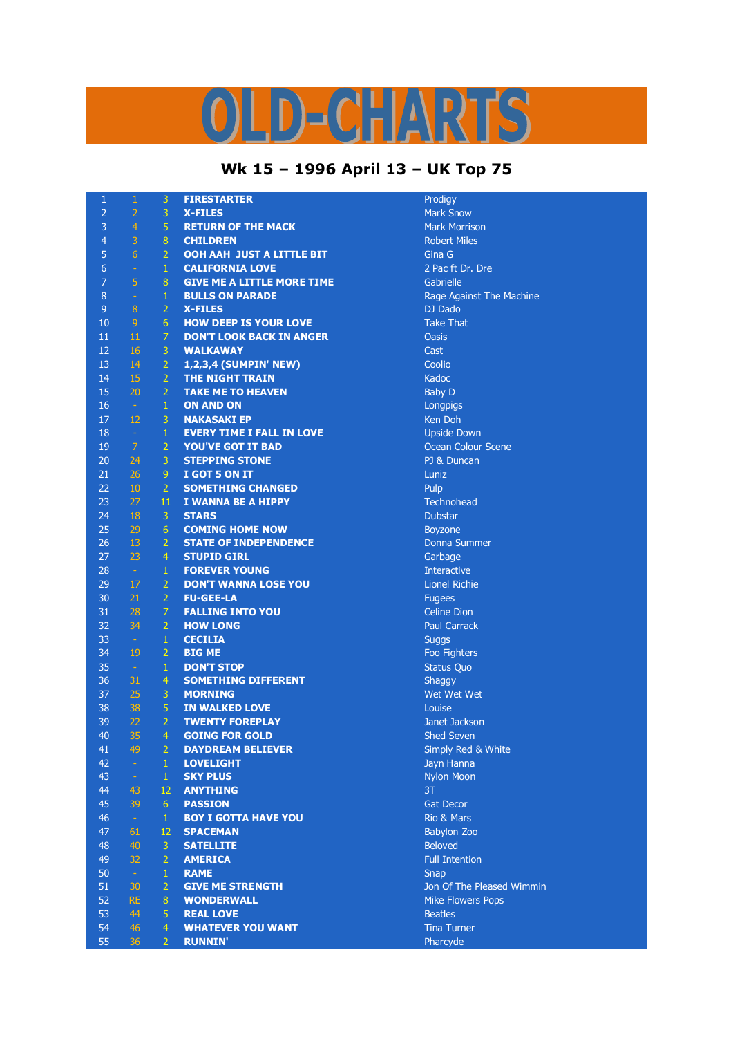# OLD-CHARTS

## Wk 15 – 1996 April 13 – UK Top 75

| | | | | |
|---|---|---|---|---|
| 1 | 1 | 3 | **FIRESTARTER** | Prodigy |
| 2 | 2 | 3 | **X-FILES** | Mark Snow |
| 3 | 4 | 5 | **RETURN OF THE MACK** | Mark Morrison |
| 4 | 3 | 8 | **CHILDREN** | Robert Miles |
| 5 | 6 | 2 | **OOH AAH JUST A LITTLE BIT** | Gina G |
| 6 | - | 1 | **CALIFORNIA LOVE** | 2 Pac ft Dr. Dre |
| 7 | 5 | 8 | **GIVE ME A LITTLE MORE TIME** | Gabrielle |
| 8 | - | 1 | **BULLS ON PARADE** | Rage Against The Machine |
| 9 | 8 | 2 | **X-FILES** | DJ Dado |
| 10 | 9 | 6 | **HOW DEEP IS YOUR LOVE** | Take That |
| 11 | 11 | 7 | **DON'T LOOK BACK IN ANGER** | Oasis |
| 12 | 16 | 3 | **WALKAWAY** | Cast |
| 13 | 14 | 2 | **1,2,3,4 (SUMPIN' NEW)** | Coolio |
| 14 | 15 | 2 | **THE NIGHT TRAIN** | Kadoc |
| 15 | 20 | 2 | **TAKE ME TO HEAVEN** | Baby D |
| 16 | - | 1 | **ON AND ON** | Longpigs |
| 17 | 12 | 3 | **NAKASAKI EP** | Ken Doh |
| 18 | - | 1 | **EVERY TIME I FALL IN LOVE** | Upside Down |
| 19 | 7 | 2 | **YOU'VE GOT IT BAD** | Ocean Colour Scene |
| 20 | 24 | 3 | **STEPPING STONE** | PJ & Duncan |
| 21 | 26 | 9 | **I GOT 5 ON IT** | Luniz |
| 22 | 10 | 2 | **SOMETHING CHANGED** | Pulp |
| 23 | 27 | 11 | **I WANNA BE A HIPPY** | Technohead |
| 24 | 18 | 3 | **STARS** | Dubstar |
| 25 | 29 | 6 | **COMING HOME NOW** | Boyzone |
| 26 | 13 | 2 | **STATE OF INDEPENDENCE** | Donna Summer |
| 27 | 23 | 4 | **STUPID GIRL** | Garbage |
| 28 | - | 1 | **FOREVER YOUNG** | Interactive |
| 29 | 17 | 2 | **DON'T WANNA LOSE YOU** | Lionel Richie |
| 30 | 21 | 2 | **FU-GEE-LA** | Fugees |
| 31 | 28 | 7 | **FALLING INTO YOU** | Celine Dion |
| 32 | 34 | 2 | **HOW LONG** | Paul Carrack |
| 33 | - | 1 | **CECILIA** | Suggs |
| 34 | 19 | 2 | **BIG ME** | Foo Fighters |
| 35 | - | 1 | **DON'T STOP** | Status Quo |
| 36 | 31 | 4 | **SOMETHING DIFFERENT** | Shaggy |
| 37 | 25 | 3 | **MORNING** | Wet Wet Wet |
| 38 | 38 | 5 | **IN WALKED LOVE** | Louise |
| 39 | 22 | 2 | **TWENTY FOREPLAY** | Janet Jackson |
| 40 | 35 | 4 | **GOING FOR GOLD** | Shed Seven |
| 41 | 49 | 2 | **DAYDREAM BELIEVER** | Simply Red & White |
| 42 | - | 1 | **LOVELIGHT** | Jayn Hanna |
| 43 | - | 1 | **SKY PLUS** | Nylon Moon |
| 44 | 43 | 12 | **ANYTHING** | 3T |
| 45 | 39 | 6 | **PASSION** | Gat Decor |
| 46 | - | 1 | **BOY I GOTTA HAVE YOU** | Rio & Mars |
| 47 | 61 | 12 | **SPACEMAN** | Babylon Zoo |
| 48 | 40 | 3 | **SATELLITE** | Beloved |
| 49 | 32 | 2 | **AMERICA** | Full Intention |
| 50 | - | 1 | **RAME** | Snap |
| 51 | 30 | 2 | **GIVE ME STRENGTH** | Jon Of The Pleased Wimmin |
| 52 | RE | 8 | **WONDERWALL** | Mike Flowers Pops |
| 53 | 44 | 5 | **REAL LOVE** | Beatles |
| 54 | 46 | 4 | **WHATEVER YOU WANT** | Tina Turner |
| 55 | 36 | 2 | **RUNNIN'** | Pharcyde |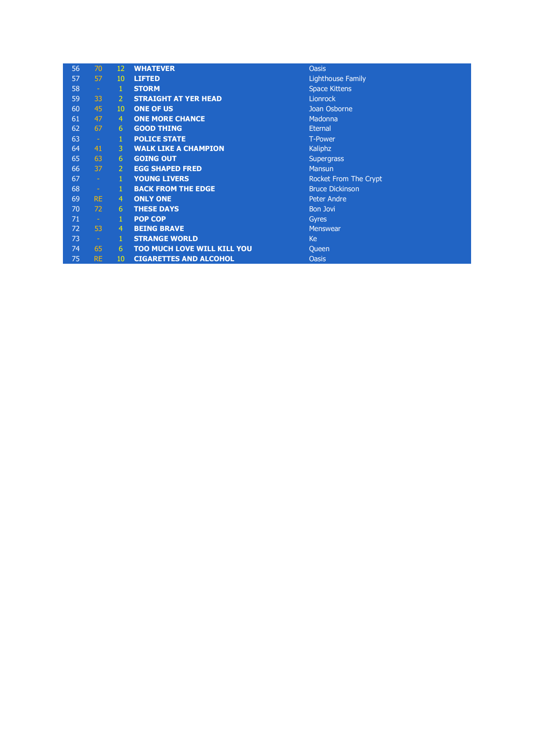| | | | | |
|---|---|---|---|---|
| 56 | 70 | 12 | **WHATEVER** | Oasis |
| 57 | 57 | 10 | **LIFTED** | Lighthouse Family |
| 58 | - | 1 | **STORM** | Space Kittens |
| 59 | 33 | 2 | **STRAIGHT AT YER HEAD** | Lionrock |
| 60 | 45 | 10 | **ONE OF US** | Joan Osborne |
| 61 | 47 | 4 | **ONE MORE CHANCE** | Madonna |
| 62 | 67 | 6 | **GOOD THING** | Eternal |
| 63 | - | 1 | **POLICE STATE** | T-Power |
| 64 | 41 | 3 | **WALK LIKE A CHAMPION** | Kaliphz |
| 65 | 63 | 6 | **GOING OUT** | Supergrass |
| 66 | 37 | 2 | **EGG SHAPED FRED** | Mansun |
| 67 | - | 1 | **YOUNG LIVERS** | Rocket From The Crypt |
| 68 | - | 1 | **BACK FROM THE EDGE** | Bruce Dickinson |
| 69 | RE | 4 | **ONLY ONE** | Peter Andre |
| 70 | 72 | 6 | **THESE DAYS** | Bon Jovi |
| 71 | - | 1 | **POP COP** | Gyres |
| 72 | 53 | 4 | **BEING BRAVE** | Menswear |
| 73 | - | 1 | **STRANGE WORLD** | Ke |
| 74 | 65 | 6 | **TOO MUCH LOVE WILL KILL YOU** | Queen |
| 75 | RE | 10 | **CIGARETTES AND ALCOHOL** | Oasis |